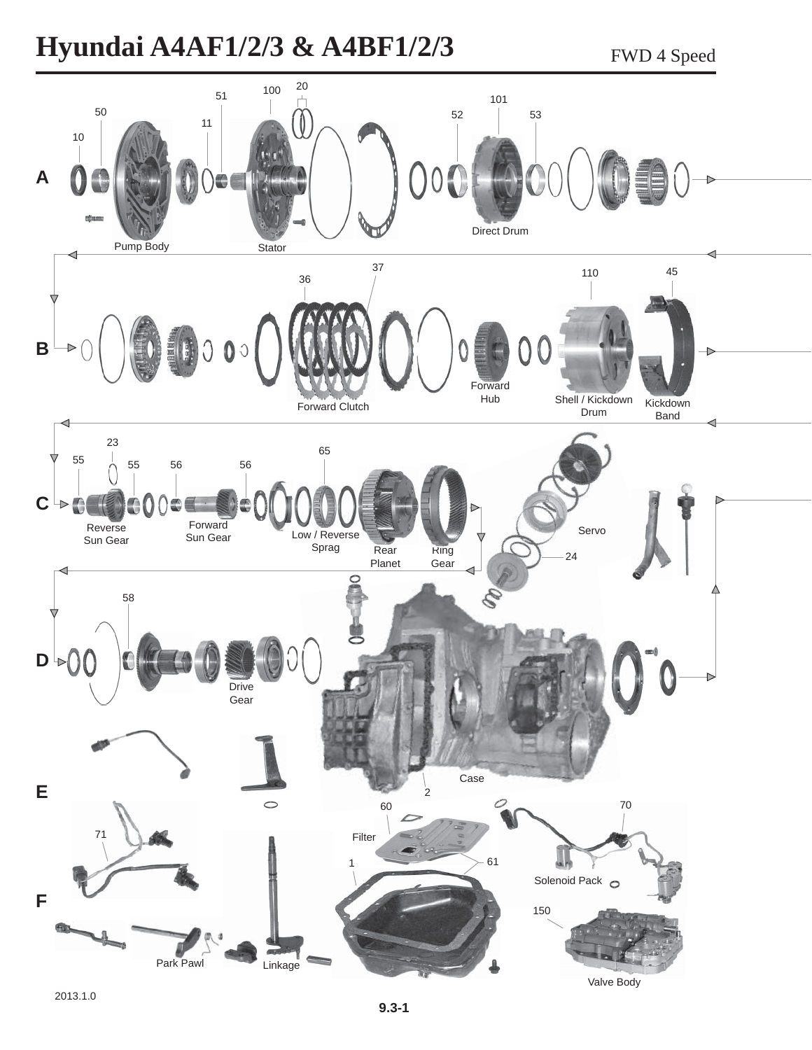# Hyundai A4AF1/2/3 & A4BF1/2/3

FWD 4 Speed

A

10, 50, Pump Body, 11, 51, 100, 20, Stator, 52, 101, 53, Direct Drum

B

36, 37, Forward Clutch, Forward Hub, 110, Shell / Kickdown Drum, 45, Kickdown Band

C

55, 23, 55, 56, 56, Reverse Sun Gear, Forward Sun Gear, 65, Low / Reverse Sprag, Rear Planet, Ring Gear, Servo, 24

D

58, Drive Gear, Case, 2

E

60, Filter, 1, 61, 70, Solenoid Pack

F

71, Park Pawl, Linkage, 150, Valve Body

2013.1.0

9.3-1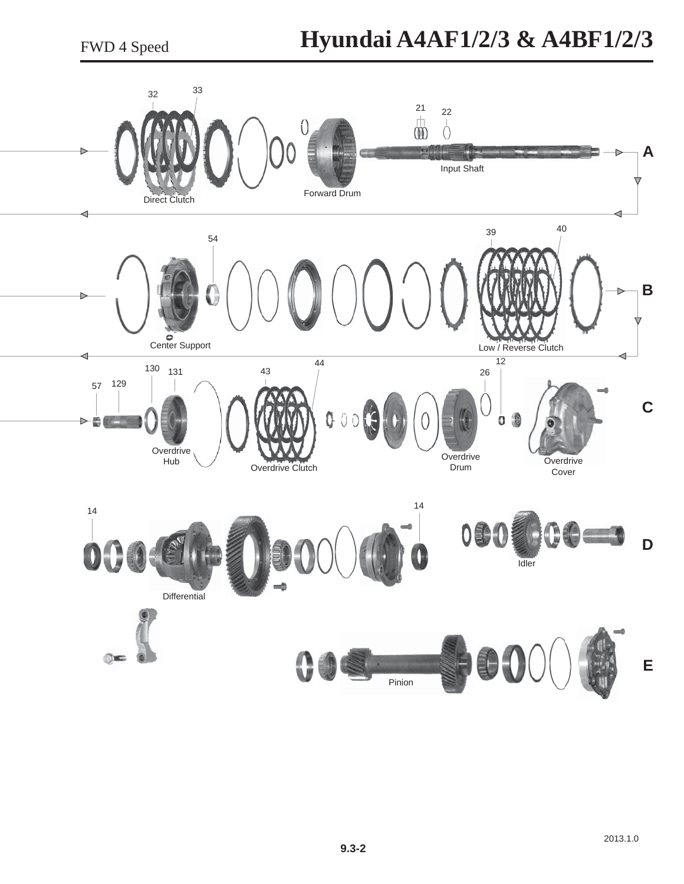# Hyundai A4AF1/2/3 & A4BF1/2/3

FWD 4 Speed

A

32 33 21 22

Direct Clutch

Forward Drum

Input Shaft

B

54 39 40

Center Support

Low / Reverse Clutch

C

57 129 130 131 43 44 26 12

Overdrive Hub

Overdrive Clutch

Overdrive Drum

Overdrive Cover

D

14 14

Differential

Idler

E

Pinion

2013.1.0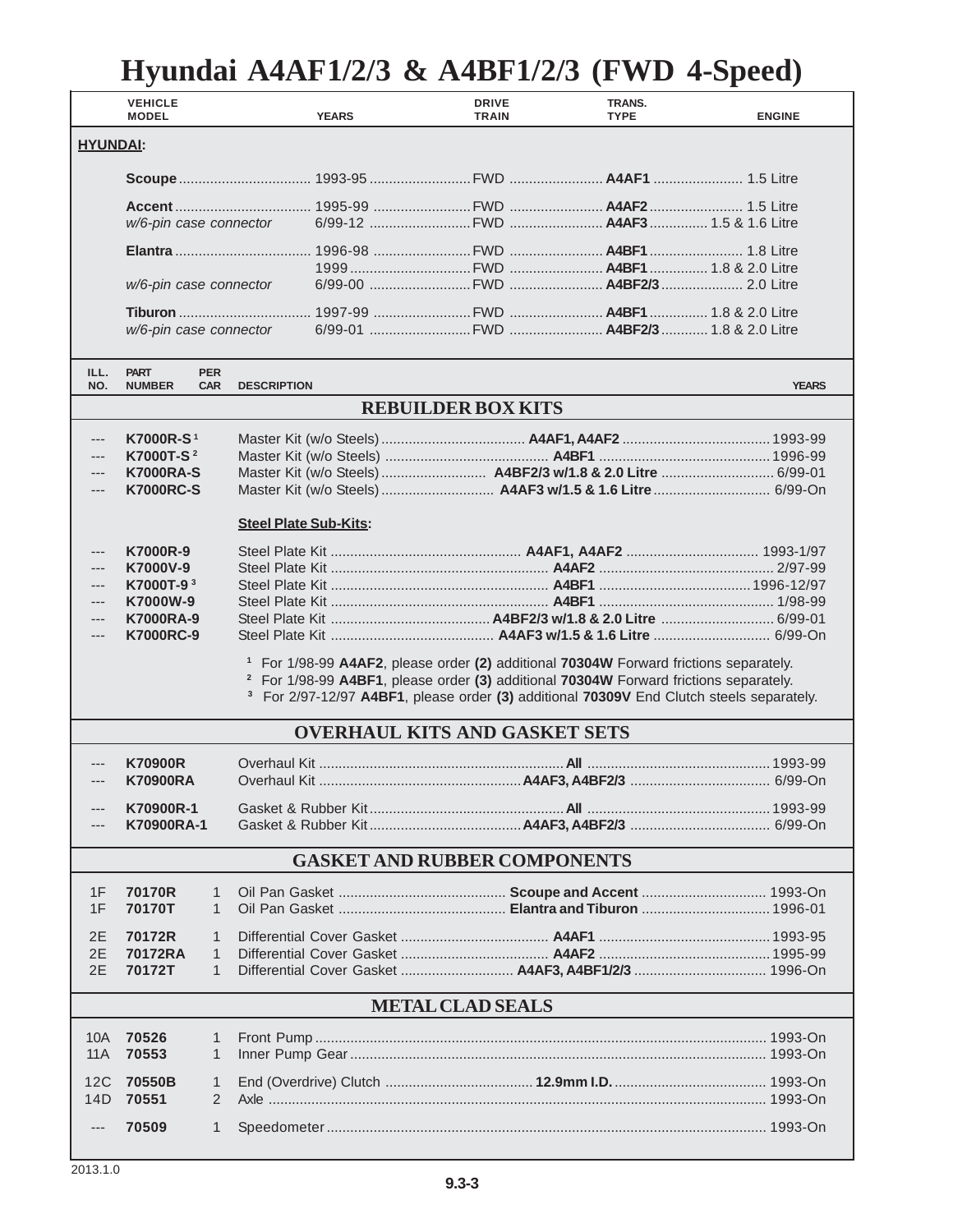# Hyundai A4AF1/2/3 & A4BF1/2/3 (FWD 4-Speed)

| VEHICLE MODEL | YEARS | DRIVE TRAIN | TRANS. TYPE | ENGINE |
|---|---|---|---|---|
| **HYUNDAI:** | | | | |
| **Scoupe** | 1993-95 | FWD | **A4AF1** | 1.5 Litre |
| **Accent** | 1995-99 | FWD | **A4AF2** | 1.5 Litre |
| *w/6-pin case connector* | 6/99-12 | FWD | **A4AF3** | 1.5 & 1.6 Litre |
| **Elantra** | 1996-98 | FWD | **A4BF1** | 1.8 Litre |
| | 1999 | FWD | **A4BF1** | 1.8 & 2.0 Litre |
| *w/6-pin case connector* | 6/99-00 | FWD | **A4BF2/3** | 2.0 Litre |
| **Tiburon** | 1997-99 | FWD | **A4BF1** | 1.8 & 2.0 Litre |
| *w/6-pin case connector* | 6/99-01 | FWD | **A4BF2/3** | 1.8 & 2.0 Litre |

| ILL. NO. | PART NUMBER | PER CAR | DESCRIPTION | | YEARS |
|---|---|---|---|---|---|
| | | | **REBUILDER BOX KITS** | | |
| --- | **K7000R-S** [1] | | Master Kit (w/o Steels) | **A4AF1, A4AF2** | 1993-99 |
| --- | **K7000T-S** [2] | | Master Kit (w/o Steels) | **A4BF1** | 1996-99 |
| --- | **K7000RA-S** | | Master Kit (w/o Steels) | **A4BF2/3 w/1.8 & 2.0 Litre** | 6/99-01 |
| --- | **K7000RC-S** | | Master Kit (w/o Steels) | **A4AF3 w/1.5 & 1.6 Litre** | 6/99-On |
| | | | **Steel Plate Sub-Kits:** | | |
| --- | **K7000R-9** | | Steel Plate Kit | **A4AF1, A4AF2** | 1993-1/97 |
| --- | **K7000V-9** | | Steel Plate Kit | **A4AF2** | 2/97-99 |
| --- | **K7000T-9** [3] | | Steel Plate Kit | **A4BF1** | 1996-12/97 |
| --- | **K7000W-9** | | Steel Plate Kit | **A4BF1** | 1/98-99 |
| --- | **K7000RA-9** | | Steel Plate Kit | **A4BF2/3 w/1.8 & 2.0 Litre** | 6/99-01 |
| --- | **K7000RC-9** | | Steel Plate Kit | **A4AF3 w/1.5 & 1.6 Litre** | 6/99-On |
| | | | **OVERHAUL KITS AND GASKET SETS** | | |
| --- | **K70900R** | | Overhaul Kit | **All** | 1993-99 |
| --- | **K70900RA** | | Overhaul Kit | **A4AF3, A4BF2/3** | 6/99-On |
| --- | **K70900R-1** | | Gasket & Rubber Kit | **All** | 1993-99 |
| --- | **K70900RA-1** | | Gasket & Rubber Kit | **A4AF3, A4BF2/3** | 6/99-On |
| | | | **GASKET AND RUBBER COMPONENTS** | | |
| 1F | **70170R** | 1 | Oil Pan Gasket | **Scoupe and Accent** | 1993-On |
| 1F | **70170T** | 1 | Oil Pan Gasket | **Elantra and Tiburon** | 1996-01 |
| 2E | **70172R** | 1 | Differential Cover Gasket | **A4AF1** | 1993-95 |
| 2E | **70172RA** | 1 | Differential Cover Gasket | **A4AF2** | 1995-99 |
| 2E | **70172T** | 1 | Differential Cover Gasket | **A4AF3, A4BF1/2/3** | 1996-On |
| | | | **METAL CLAD SEALS** | | |
| 10A | **70526** | 1 | Front Pump | | 1993-On |
| 11A | **70553** | 1 | Inner Pump Gear | | 1993-On |
| 12C | **70550B** | 1 | End (Overdrive) Clutch | **12.9mm I.D.** | 1993-On |
| 14D | **70551** | 2 | Axle | | 1993-On |
| --- | **70509** | 1 | Speedometer | | 1993-On |

[1] For 1/98-99 **A4AF2**, please order **(2)** additional **70304W** Forward frictions separately.
[2] For 1/98-99 **A4BF1**, please order **(3)** additional **70304W** Forward frictions separately.
[3] For 2/97-12/97 **A4BF1**, please order **(3)** additional **70309V** End Clutch steels separately.

2013.1.0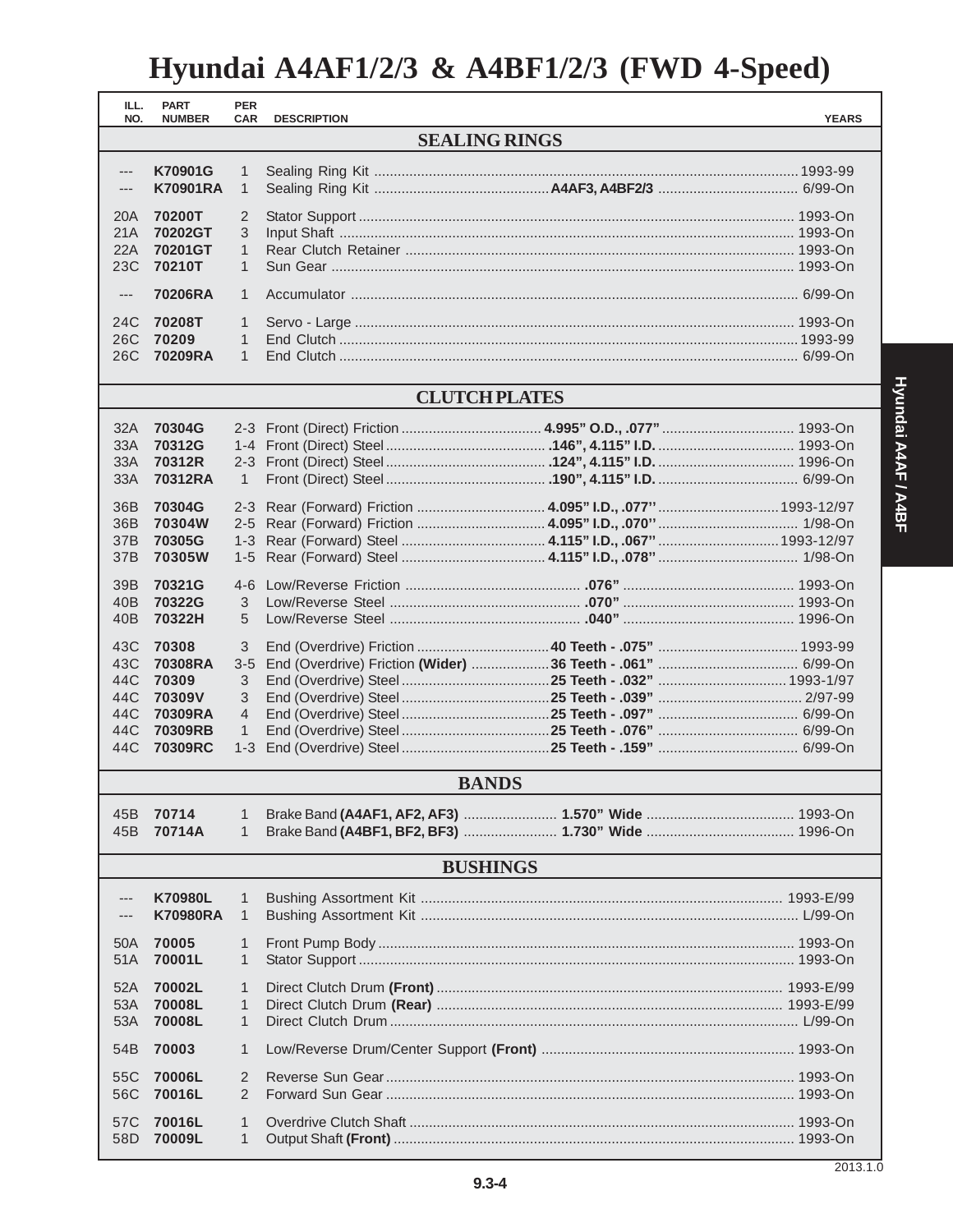# Hyundai A4AF1/2/3 & A4BF1/2/3 (FWD 4-Speed)

| ILL. NO. | PART NUMBER | PER CAR | DESCRIPTION | | YEARS |
|---|---|---|---|---|---|
| **SEALING RINGS** | | | | | |
| --- | **K70901G** | 1 | Sealing Ring Kit | | 1993-99 |
| --- | **K70901RA** | 1 | Sealing Ring Kit | **A4AF3, A4BF2/3** | 6/99-On |
| 20A | **70200T** | 2 | Stator Support | | 1993-On |
| 21A | **70202GT** | 3 | Input Shaft | | 1993-On |
| 22A | **70201GT** | 1 | Rear Clutch Retainer | | 1993-On |
| 23C | **70210T** | 1 | Sun Gear | | 1993-On |
| --- | **70206RA** | 1 | Accumulator | | 6/99-On |
| 24C | **70208T** | 1 | Servo - Large | | 1993-On |
| 26C | **70209** | 1 | End Clutch | | 1993-99 |
| 26C | **70209RA** | 1 | End Clutch | | 6/99-On |
| **CLUTCH PLATES** | | | | | |
| 32A | **70304G** | 2-3 | Front (Direct) Friction | **4.995" O.D., .077"** | 1993-On |
| 33A | **70312G** | 1-4 | Front (Direct) Steel | **.146", 4.115" I.D.** | 1993-On |
| 33A | **70312R** | 2-3 | Front (Direct) Steel | **.124", 4.115" I.D.** | 1996-On |
| 33A | **70312RA** | 1 | Front (Direct) Steel | **.190", 4.115" I.D.** | 6/99-On |
| 36B | **70304G** | 2-3 | Rear (Forward) Friction | **4.095" I.D., .077"** | 1993-12/97 |
| 36B | **70304W** | 2-5 | Rear (Forward) Friction | **4.095" I.D., .070"** | 1/98-On |
| 37B | **70305G** | 1-3 | Rear (Forward) Steel | **4.115" I.D., .067"** | 1993-12/97 |
| 37B | **70305W** | 1-5 | Rear (Forward) Steel | **4.115" I.D., .078"** | 1/98-On |
| 39B | **70321G** | 4-6 | Low/Reverse Friction | **.076"** | 1993-On |
| 40B | **70322G** | 3 | Low/Reverse Steel | **.070"** | 1993-On |
| 40B | **70322H** | 5 | Low/Reverse Steel | **.040"** | 1996-On |
| 43C | **70308** | 3 | End (Overdrive) Friction | **40 Teeth - .075"** | 1993-99 |
| 43C | **70308RA** | 3-5 | End (Overdrive) Friction **(Wider)** | **36 Teeth - .061"** | 6/99-On |
| 44C | **70309** | 3 | End (Overdrive) Steel | **25 Teeth - .032"** | 1993-1/97 |
| 44C | **70309V** | 3 | End (Overdrive) Steel | **25 Teeth - .039"** | 2/97-99 |
| 44C | **70309RA** | 4 | End (Overdrive) Steel | **25 Teeth - .097"** | 6/99-On |
| 44C | **70309RB** | 1 | End (Overdrive) Steel | **25 Teeth - .076"** | 6/99-On |
| 44C | **70309RC** | 1-3 | End (Overdrive) Steel | **25 Teeth - .159"** | 6/99-On |
| **BANDS** | | | | | |
| 45B | **70714** | 1 | Brake Band **(A4AF1, AF2, AF3)** | **1.570" Wide** | 1993-On |
| 45B | **70714A** | 1 | Brake Band **(A4BF1, BF2, BF3)** | **1.730" Wide** | 1996-On |
| **BUSHINGS** | | | | | |
| --- | **K70980L** | 1 | Bushing Assortment Kit | | 1993-E/99 |
| --- | **K70980RA** | 1 | Bushing Assortment Kit | | L/99-On |
| 50A | **70005** | 1 | Front Pump Body | | 1993-On |
| 51A | **70001L** | 1 | Stator Support | | 1993-On |
| 52A | **70002L** | 1 | Direct Clutch Drum **(Front)** | | 1993-E/99 |
| 53A | **70008L** | 1 | Direct Clutch Drum **(Rear)** | | 1993-E/99 |
| 53A | **70008L** | 1 | Direct Clutch Drum | | L/99-On |
| 54B | **70003** | 1 | Low/Reverse Drum/Center Support **(Front)** | | 1993-On |
| 55C | **70006L** | 2 | Reverse Sun Gear | | 1993-On |
| 56C | **70016L** | 2 | Forward Sun Gear | | 1993-On |
| 57C | **70016L** | 1 | Overdrive Clutch Shaft | | 1993-On |
| 58D | **70009L** | 1 | Output Shaft **(Front)** | | 1993-On |

2013.1.0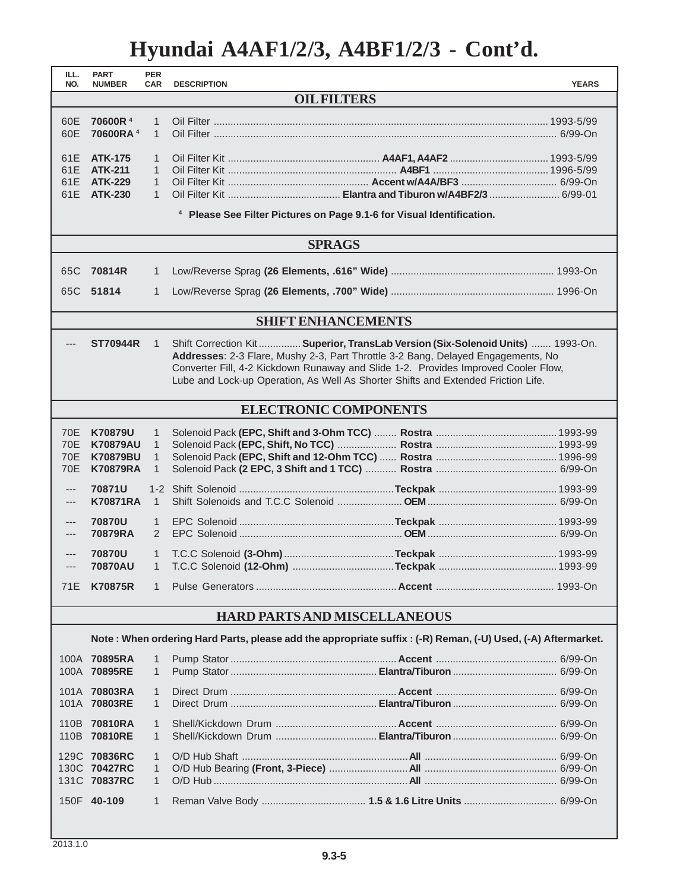# Hyundai A4AF1/2/3, A4BF1/2/3 - Cont'd.

| ILL. NO. | PART NUMBER | PER CAR | DESCRIPTION | YEARS |
|---|---|---|---|---|
| | | | **OIL FILTERS** | |
| 60E | **70600R** [4] | 1 | Oil Filter | 1993-5/99 |
| 60E | **70600RA** [4] | 1 | Oil Filter | 6/99-On |
| 61E | **ATK-175** | 1 | Oil Filter Kit ... **A4AF1, A4AF2** | 1993-5/99 |
| 61E | **ATK-211** | 1 | Oil Filter Kit ... **A4BF1** | 1996-5/99 |
| 61E | **ATK-229** | 1 | Oil Filter Kit ... **Accent w/A4A/BF3** | 6/99-On |
| 61E | **ATK-230** | 1 | Oil Filter Kit ... **Elantra and Tiburon w/A4BF2/3** | 6/99-01 |
| | | | [4] **Please See Filter Pictures on Page 9.1-6 for Visual Identification.** | |
| | | | **SPRAGS** | |
| 65C | **70814R** | 1 | Low/Reverse Sprag **(26 Elements, .616" Wide)** | 1993-On |
| 65C | **51814** | 1 | Low/Reverse Sprag **(26 Elements, .700" Wide)** | 1996-On |
| | | | **SHIFT ENHANCEMENTS** | |
| --- | **ST70944R** | 1 | Shift Correction Kit ... **Superior, TransLab Version (Six-Solenoid Units)**. **Addresses**: 2-3 Flare, Mushy 2-3, Part Throttle 3-2 Bang, Delayed Engagements, No Converter Fill, 4-2 Kickdown Runaway and Slide 1-2. Provides Improved Cooler Flow, Lube and Lock-up Operation, As Well As Shorter Shifts and Extended Friction Life. | 1993-On. |
| | | | **ELECTRONIC COMPONENTS** | |
| 70E | **K70879U** | 1 | Solenoid Pack **(EPC, Shift and 3-Ohm TCC)** ... **Rostra** | 1993-99 |
| 70E | **K70879AU** | 1 | Solenoid Pack **(EPC, Shift, No TCC)** ... **Rostra** | 1993-99 |
| 70E | **K70879BU** | 1 | Solenoid Pack **(EPC, Shift and 12-Ohm TCC)** ... **Rostra** | 1996-99 |
| 70E | **K70879RA** | 1 | Solenoid Pack **(2 EPC, 3 Shift and 1 TCC)** ... **Rostra** | 6/99-On |
| --- | **70871U** | 1-2 | Shift Solenoid ... **Teckpak** | 1993-99 |
| --- | **K70871RA** | 1 | Shift Solenoids and T.C.C Solenoid ... **OEM** | 6/99-On |
| --- | **70870U** | 1 | EPC Solenoid ... **Teckpak** | 1993-99 |
| --- | **70879RA** | 2 | EPC Solenoid ... **OEM** | 6/99-On |
| --- | **70870U** | 1 | T.C.C Solenoid **(3-Ohm)** ... **Teckpak** | 1993-99 |
| --- | **70870AU** | 1 | T.C.C Solenoid **(12-Ohm)** ... **Teckpak** | 1993-99 |
| 71E | **K70875R** | 1 | Pulse Generators ... **Accent** | 1993-On |
| | | | **HARD PARTS AND MISCELLANEOUS** | |
| | | | **Note : When ordering Hard Parts, please add the appropriate suffix : (-R) Reman, (-U) Used, (-A) Aftermarket.** | |
| 100A | **70895RA** | 1 | Pump Stator ... **Accent** | 6/99-On |
| 100A | **70895RE** | 1 | Pump Stator ... **Elantra/Tiburon** | 6/99-On |
| 101A | **70803RA** | 1 | Direct Drum ... **Accent** | 6/99-On |
| 101A | **70803RE** | 1 | Direct Drum ... **Elantra/Tiburon** | 6/99-On |
| 110B | **70810RA** | 1 | Shell/Kickdown Drum ... **Accent** | 6/99-On |
| 110B | **70810RE** | 1 | Shell/Kickdown Drum ... **Elantra/Tiburon** | 6/99-On |
| 129C | **70836RC** | 1 | O/D Hub Shaft ... **All** | 6/99-On |
| 130C | **70427RC** | 1 | O/D Hub Bearing **(Front, 3-Piece)** ... **All** | 6/99-On |
| 131C | **70837RC** | 1 | O/D Hub ... **All** | 6/99-On |
| 150F | **40-109** | 1 | Reman Valve Body ... **1.5 & 1.6 Litre Units** | 6/99-On |

2013.1.0